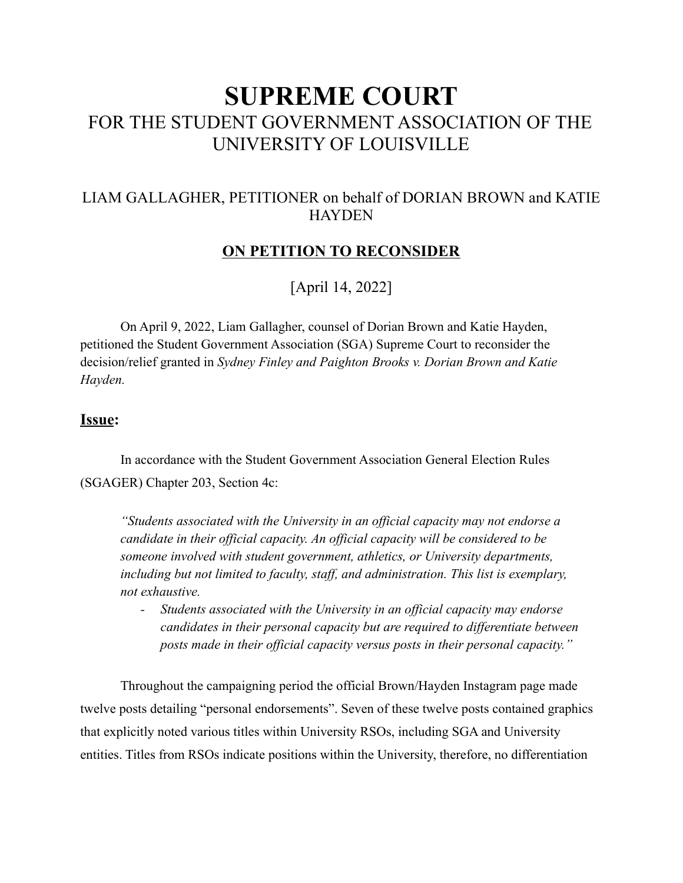# SUPREME COURT

## FOR THE STUDENT GOVERNMENT ASSOCIATION OF THE UNIVERSITY OF LOUISVILLE

### LIAM GALLAGHER, PETITIONER on behalf of DORIAN BROWN and KATIE HAYDEN

### ON PETITION TO RECONSIDER

[April 14, 2022]

On April 9, 2022, Liam Gallagher, counsel of Dorian Brown and Katie Hayden, petitioned the Student Government Association (SGA) Supreme Court to reconsider the decision/relief granted in *Sydney Finley and Paighton Brooks v. Dorian Brown and Katie Hayden.*

## Issue:

In accordance with the Student Government Association General Election Rules (SGAGER) Chapter 203, Section 4c:

> *"Students associated with the University in an official capacity may not endorse a candidate in their official capacity. An official capacity will be considered to be someone involved with student government, athletics, or University departments, including but not limited to faculty, staff, and administration. This list is exemplary, not exhaustive.*
>
> - *Students associated with the University in an official capacity may endorse candidates in their personal capacity but are required to differentiate between posts made in their official capacity versus posts in their personal capacity."*

Throughout the campaigning period the official Brown/Hayden Instagram page made twelve posts detailing "personal endorsements". Seven of these twelve posts contained graphics that explicitly noted various titles within University RSOs, including SGA and University entities. Titles from RSOs indicate positions within the University, therefore, no differentiation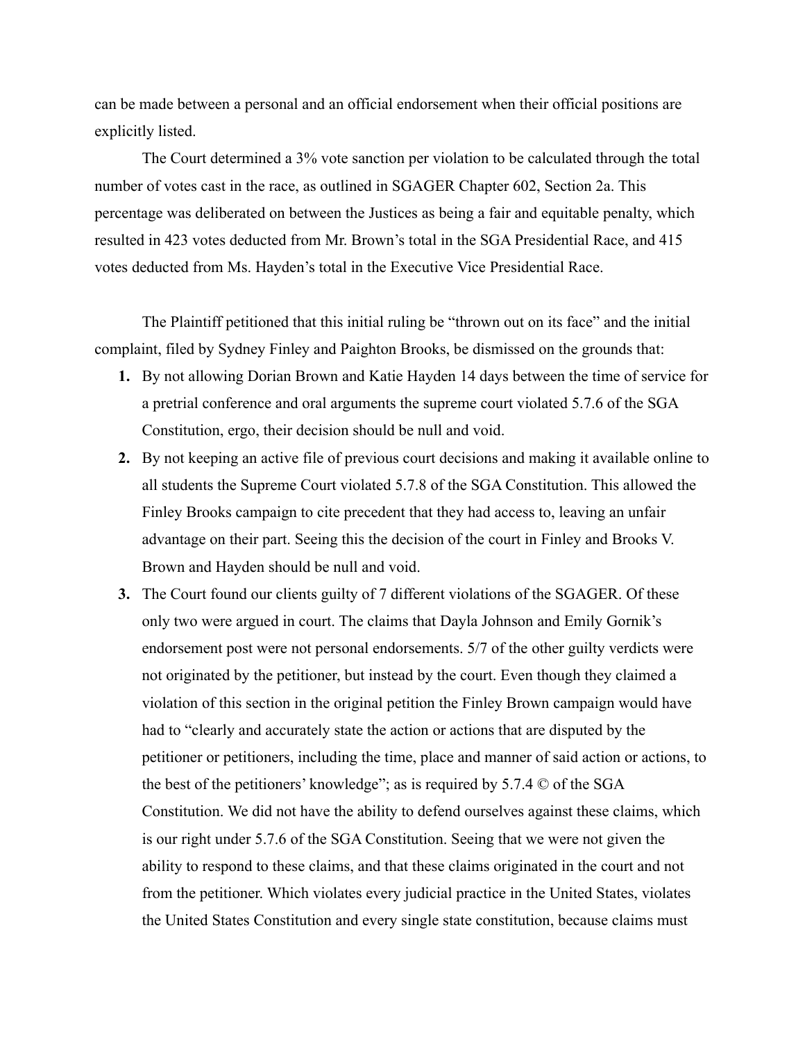can be made between a personal and an official endorsement when their official positions are explicitly listed.

The Court determined a 3% vote sanction per violation to be calculated through the total number of votes cast in the race, as outlined in SGAGER Chapter 602, Section 2a. This percentage was deliberated on between the Justices as being a fair and equitable penalty, which resulted in 423 votes deducted from Mr. Brown's total in the SGA Presidential Race, and 415 votes deducted from Ms. Hayden's total in the Executive Vice Presidential Race.

The Plaintiff petitioned that this initial ruling be "thrown out on its face" and the initial complaint, filed by Sydney Finley and Paighton Brooks, be dismissed on the grounds that:

1. **1.** By not allowing Dorian Brown and Katie Hayden 14 days between the time of service for a pretrial conference and oral arguments the supreme court violated 5.7.6 of the SGA Constitution, ergo, their decision should be null and void.
2. **2.** By not keeping an active file of previous court decisions and making it available online to all students the Supreme Court violated 5.7.8 of the SGA Constitution. This allowed the Finley Brooks campaign to cite precedent that they had access to, leaving an unfair advantage on their part. Seeing this the decision of the court in Finley and Brooks V. Brown and Hayden should be null and void.
3. **3.** The Court found our clients guilty of 7 different violations of the SGAGER. Of these only two were argued in court. The claims that Dayla Johnson and Emily Gornik's endorsement post were not personal endorsements. 5/7 of the other guilty verdicts were not originated by the petitioner, but instead by the court. Even though they claimed a violation of this section in the original petition the Finley Brown campaign would have had to "clearly and accurately state the action or actions that are disputed by the petitioner or petitioners, including the time, place and manner of said action or actions, to the best of the petitioners' knowledge"; as is required by 5.7.4 © of the SGA Constitution. We did not have the ability to defend ourselves against these claims, which is our right under 5.7.6 of the SGA Constitution. Seeing that we were not given the ability to respond to these claims, and that these claims originated in the court and not from the petitioner. Which violates every judicial practice in the United States, violates the United States Constitution and every single state constitution, because claims must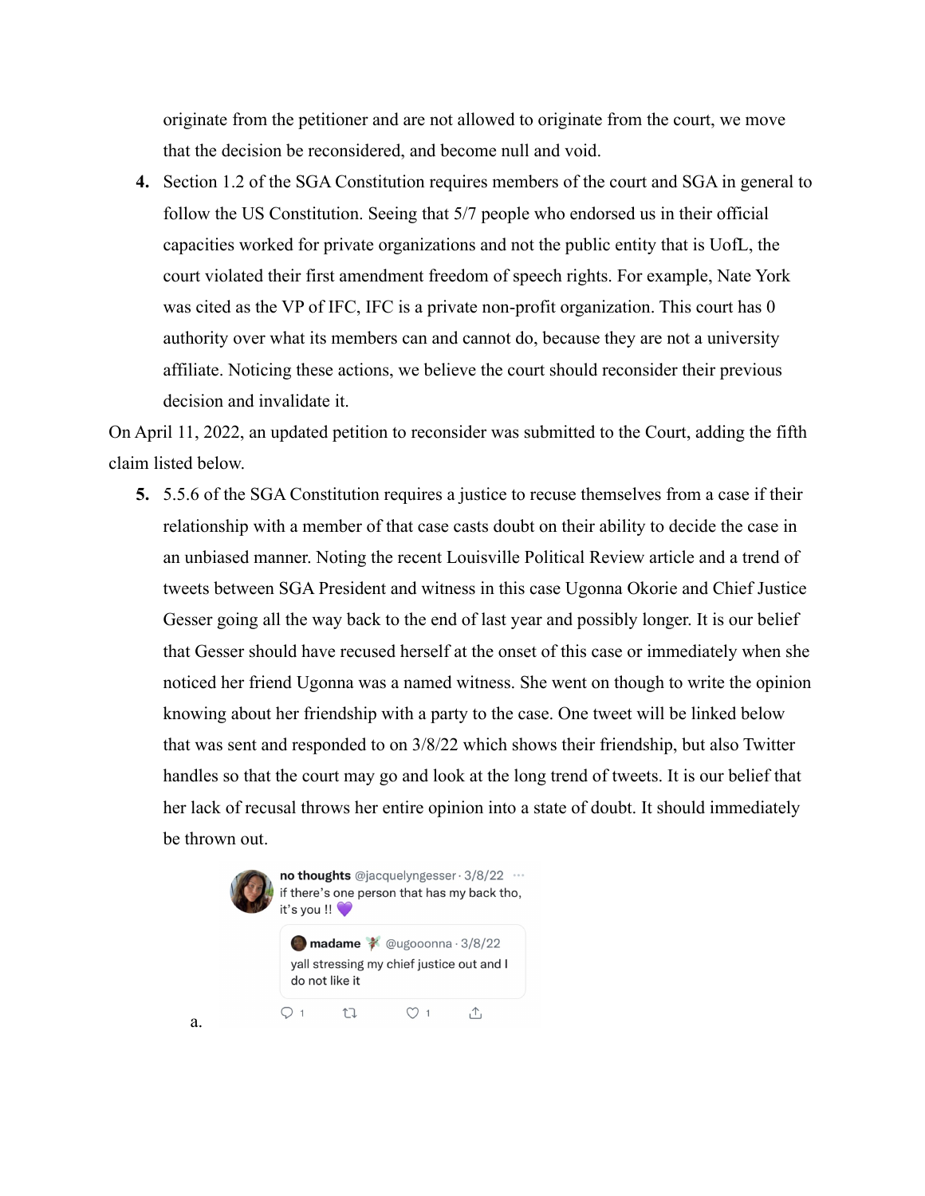originate from the petitioner and are not allowed to originate from the court, we move that the decision be reconsidered, and become null and void.

4. Section 1.2 of the SGA Constitution requires members of the court and SGA in general to follow the US Constitution. Seeing that 5/7 people who endorsed us in their official capacities worked for private organizations and not the public entity that is UofL, the court violated their first amendment freedom of speech rights. For example, Nate York was cited as the VP of IFC, IFC is a private non-profit organization. This court has 0 authority over what its members can and cannot do, because they are not a university affiliate. Noticing these actions, we believe the court should reconsider their previous decision and invalidate it.

On April 11, 2022, an updated petition to reconsider was submitted to the Court, adding the fifth claim listed below.

5. 5.5.6 of the SGA Constitution requires a justice to recuse themselves from a case if their relationship with a member of that case casts doubt on their ability to decide the case in an unbiased manner. Noting the recent Louisville Political Review article and a trend of tweets between SGA President and witness in this case Ugonna Okorie and Chief Justice Gesser going all the way back to the end of last year and possibly longer. It is our belief that Gesser should have recused herself at the onset of this case or immediately when she noticed her friend Ugonna was a named witness. She went on though to write the opinion knowing about her friendship with a party to the case. One tweet will be linked below that was sent and responded to on 3/8/22 which shows their friendship, but also Twitter handles so that the court may go and look at the long trend of tweets. It is our belief that her lack of recusal throws her entire opinion into a state of doubt. It should immediately be thrown out.

   a. **no thoughts** @jacquelyngesser · 3/8/22
      if there's one person that has my back tho, it's you !! 💜

      > **madame** 🧚 @ugooonna · 3/8/22
      > yall stressing my chief justice out and I do not like it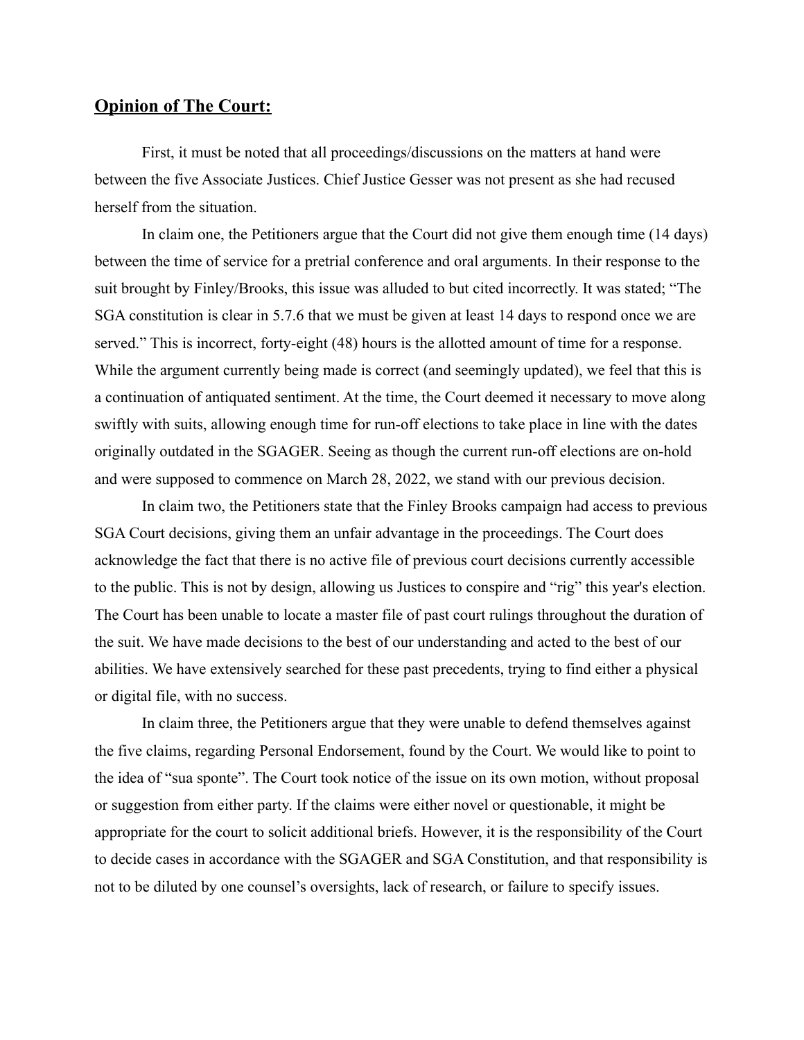## **Opinion of The Court:**

First, it must be noted that all proceedings/discussions on the matters at hand were between the five Associate Justices. Chief Justice Gesser was not present as she had recused herself from the situation.

In claim one, the Petitioners argue that the Court did not give them enough time (14 days) between the time of service for a pretrial conference and oral arguments. In their response to the suit brought by Finley/Brooks, this issue was alluded to but cited incorrectly. It was stated; "The SGA constitution is clear in 5.7.6 that we must be given at least 14 days to respond once we are served." This is incorrect, forty-eight (48) hours is the allotted amount of time for a response. While the argument currently being made is correct (and seemingly updated), we feel that this is a continuation of antiquated sentiment. At the time, the Court deemed it necessary to move along swiftly with suits, allowing enough time for run-off elections to take place in line with the dates originally outdated in the SGAGER. Seeing as though the current run-off elections are on-hold and were supposed to commence on March 28, 2022, we stand with our previous decision.

In claim two, the Petitioners state that the Finley Brooks campaign had access to previous SGA Court decisions, giving them an unfair advantage in the proceedings. The Court does acknowledge the fact that there is no active file of previous court decisions currently accessible to the public. This is not by design, allowing us Justices to conspire and "rig" this year's election. The Court has been unable to locate a master file of past court rulings throughout the duration of the suit. We have made decisions to the best of our understanding and acted to the best of our abilities. We have extensively searched for these past precedents, trying to find either a physical or digital file, with no success.

In claim three, the Petitioners argue that they were unable to defend themselves against the five claims, regarding Personal Endorsement, found by the Court. We would like to point to the idea of "sua sponte". The Court took notice of the issue on its own motion, without proposal or suggestion from either party. If the claims were either novel or questionable, it might be appropriate for the court to solicit additional briefs. However, it is the responsibility of the Court to decide cases in accordance with the SGAGER and SGA Constitution, and that responsibility is not to be diluted by one counsel's oversights, lack of research, or failure to specify issues.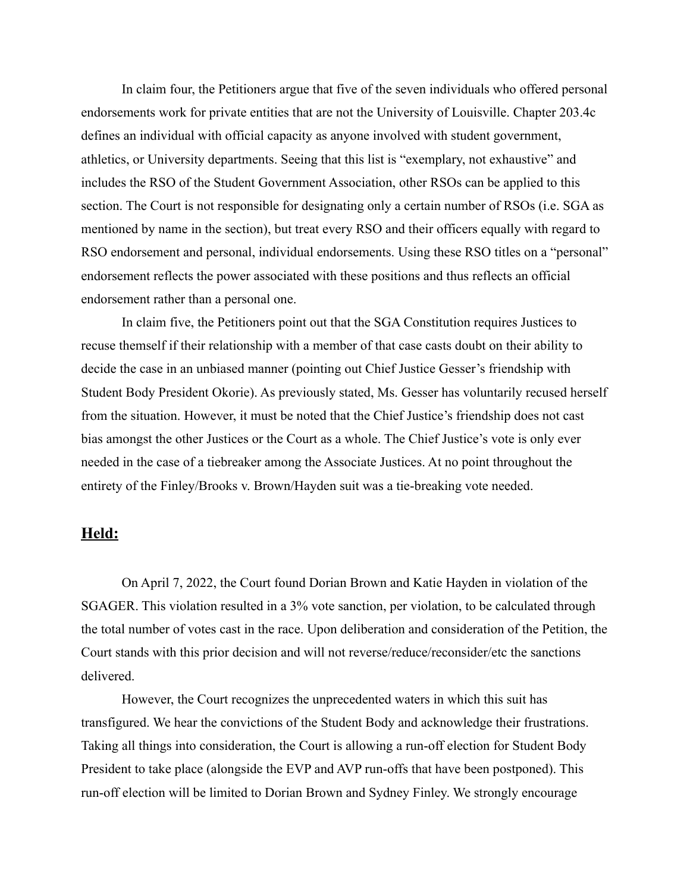In claim four, the Petitioners argue that five of the seven individuals who offered personal endorsements work for private entities that are not the University of Louisville. Chapter 203.4c defines an individual with official capacity as anyone involved with student government, athletics, or University departments. Seeing that this list is "exemplary, not exhaustive" and includes the RSO of the Student Government Association, other RSOs can be applied to this section. The Court is not responsible for designating only a certain number of RSOs (i.e. SGA as mentioned by name in the section), but treat every RSO and their officers equally with regard to RSO endorsement and personal, individual endorsements. Using these RSO titles on a "personal" endorsement reflects the power associated with these positions and thus reflects an official endorsement rather than a personal one.

In claim five, the Petitioners point out that the SGA Constitution requires Justices to recuse themself if their relationship with a member of that case casts doubt on their ability to decide the case in an unbiased manner (pointing out Chief Justice Gesser's friendship with Student Body President Okorie). As previously stated, Ms. Gesser has voluntarily recused herself from the situation. However, it must be noted that the Chief Justice's friendship does not cast bias amongst the other Justices or the Court as a whole. The Chief Justice's vote is only ever needed in the case of a tiebreaker among the Associate Justices. At no point throughout the entirety of the Finley/Brooks v. Brown/Hayden suit was a tie-breaking vote needed.

## **Held:**

On April 7, 2022, the Court found Dorian Brown and Katie Hayden in violation of the SGAGER. This violation resulted in a 3% vote sanction, per violation, to be calculated through the total number of votes cast in the race. Upon deliberation and consideration of the Petition, the Court stands with this prior decision and will not reverse/reduce/reconsider/etc the sanctions delivered.

However, the Court recognizes the unprecedented waters in which this suit has transfigured. We hear the convictions of the Student Body and acknowledge their frustrations. Taking all things into consideration, the Court is allowing a run-off election for Student Body President to take place (alongside the EVP and AVP run-offs that have been postponed). This run-off election will be limited to Dorian Brown and Sydney Finley. We strongly encourage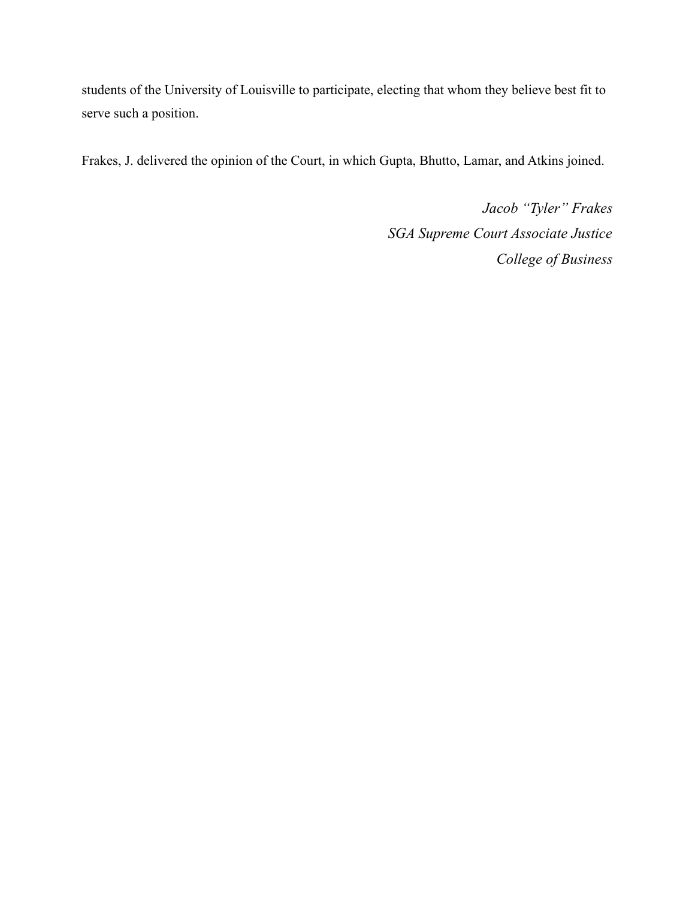students of the University of Louisville to participate, electing that whom they believe best fit to serve such a position.

Frakes, J. delivered the opinion of the Court, in which Gupta, Bhutto, Lamar, and Atkins joined.

*Jacob "Tyler" Frakes*
*SGA Supreme Court Associate Justice*
*College of Business*